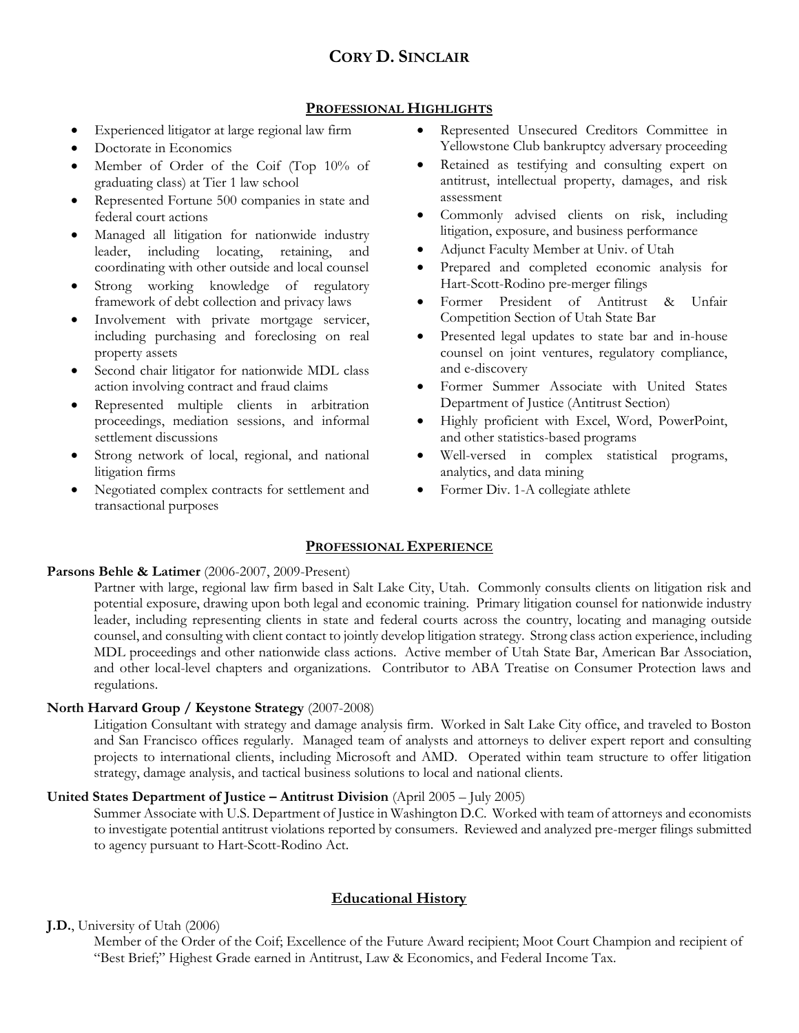# CORY D. SINCLAIR

## PROFESSIONAL HIGHLIGHTS

- Experienced litigator at large regional law firm
- Doctorate in Economics
- Member of Order of the Coif (Top 10% of graduating class) at Tier 1 law school
- Represented Fortune 500 companies in state and federal court actions
- Managed all litigation for nationwide industry leader, including locating, retaining, and coordinating with other outside and local counsel
- Strong working knowledge of regulatory framework of debt collection and privacy laws
- Involvement with private mortgage servicer, including purchasing and foreclosing on real property assets
- Second chair litigator for nationwide MDL class action involving contract and fraud claims
- Represented multiple clients in arbitration proceedings, mediation sessions, and informal settlement discussions
- Strong network of local, regional, and national litigation firms
- Negotiated complex contracts for settlement and transactional purposes
- Represented Unsecured Creditors Committee in Yellowstone Club bankruptcy adversary proceeding
- Retained as testifying and consulting expert on antitrust, intellectual property, damages, and risk assessment
- Commonly advised clients on risk, including litigation, exposure, and business performance
- Adjunct Faculty Member at Univ. of Utah
- Prepared and completed economic analysis for Hart-Scott-Rodino pre-merger filings
- Former President of Antitrust & Unfair Competition Section of Utah State Bar
- Presented legal updates to state bar and in-house counsel on joint ventures, regulatory compliance, and e-discovery
- Former Summer Associate with United States Department of Justice (Antitrust Section)
- Highly proficient with Excel, Word, PowerPoint, and other statistics-based programs
- Well-versed in complex statistical programs, analytics, and data mining
- Former Div. 1-A collegiate athlete

## PROFESSIONAL EXPERIENCE

**Parsons Behle & Latimer** (2006-2007, 2009-Present)

Partner with large, regional law firm based in Salt Lake City, Utah. Commonly consults clients on litigation risk and potential exposure, drawing upon both legal and economic training. Primary litigation counsel for nationwide industry leader, including representing clients in state and federal courts across the country, locating and managing outside counsel, and consulting with client contact to jointly develop litigation strategy. Strong class action experience, including MDL proceedings and other nationwide class actions. Active member of Utah State Bar, American Bar Association, and other local-level chapters and organizations. Contributor to ABA Treatise on Consumer Protection laws and regulations.

**North Harvard Group / Keystone Strategy** (2007-2008)

Litigation Consultant with strategy and damage analysis firm. Worked in Salt Lake City office, and traveled to Boston and San Francisco offices regularly. Managed team of analysts and attorneys to deliver expert report and consulting projects to international clients, including Microsoft and AMD. Operated within team structure to offer litigation strategy, damage analysis, and tactical business solutions to local and national clients.

**United States Department of Justice – Antitrust Division** (April 2005 – July 2005)

Summer Associate with U.S. Department of Justice in Washington D.C. Worked with team of attorneys and economists to investigate potential antitrust violations reported by consumers. Reviewed and analyzed pre-merger filings submitted to agency pursuant to Hart-Scott-Rodino Act.

## Educational History

**J.D.**, University of Utah (2006)

Member of the Order of the Coif; Excellence of the Future Award recipient; Moot Court Champion and recipient of "Best Brief;" Highest Grade earned in Antitrust, Law & Economics, and Federal Income Tax.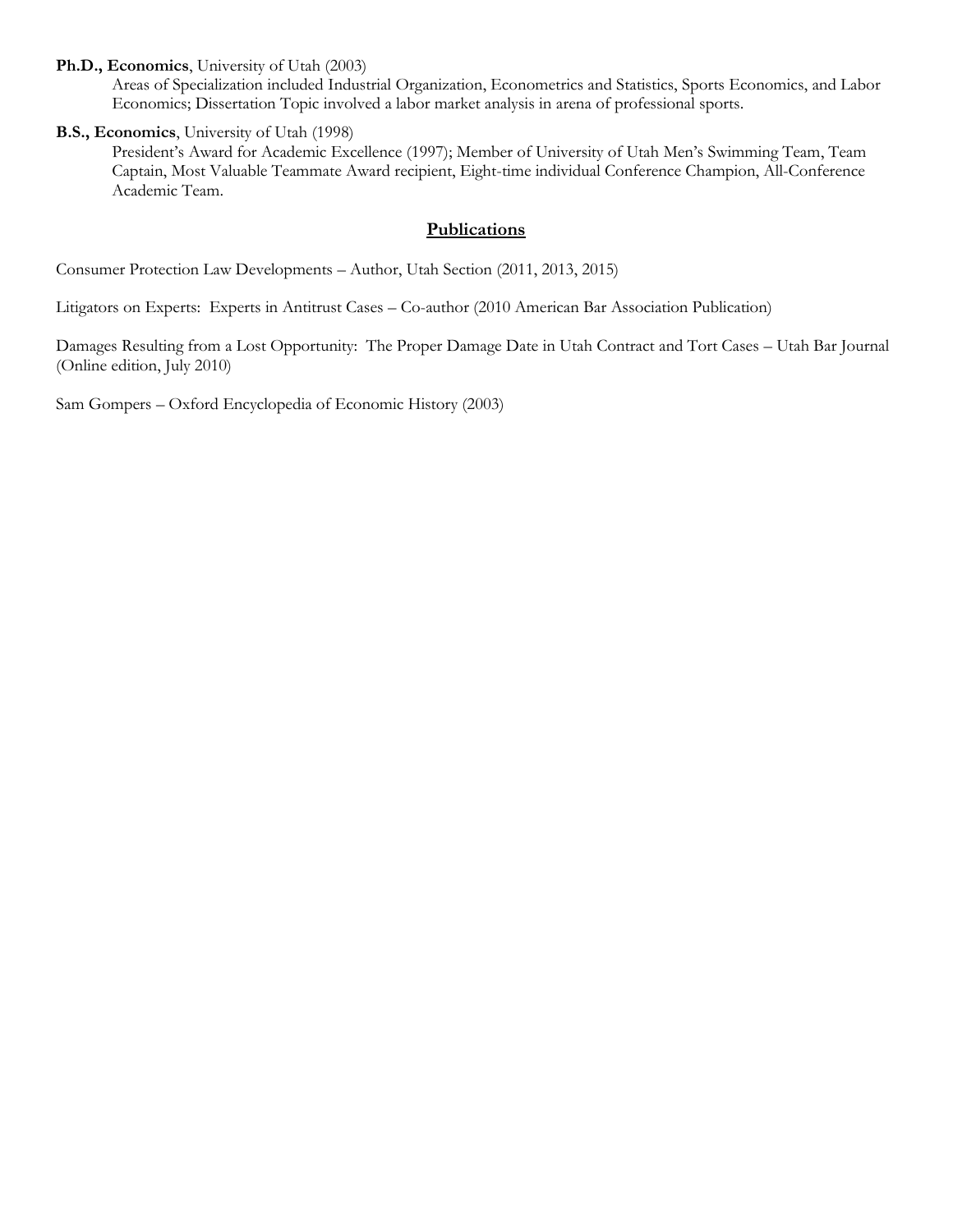**Ph.D., Economics**, University of Utah (2003)

Areas of Specialization included Industrial Organization, Econometrics and Statistics, Sports Economics, and Labor Economics; Dissertation Topic involved a labor market analysis in arena of professional sports.

**B.S., Economics**, University of Utah (1998)

President's Award for Academic Excellence (1997); Member of University of Utah Men's Swimming Team, Team Captain, Most Valuable Teammate Award recipient, Eight-time individual Conference Champion, All-Conference Academic Team.

## Publications

Consumer Protection Law Developments – Author, Utah Section (2011, 2013, 2015)

Litigators on Experts: Experts in Antitrust Cases – Co-author (2010 American Bar Association Publication)

Damages Resulting from a Lost Opportunity: The Proper Damage Date in Utah Contract and Tort Cases – Utah Bar Journal (Online edition, July 2010)

Sam Gompers – Oxford Encyclopedia of Economic History (2003)